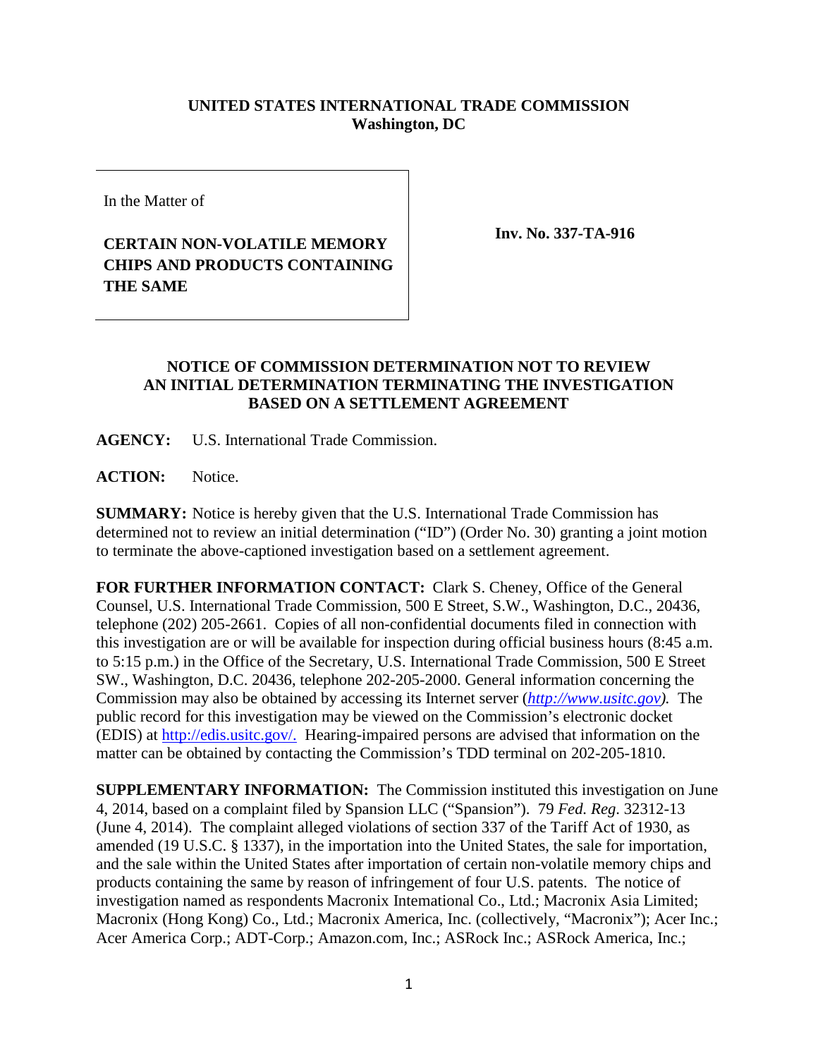**UNITED STATES INTERNATIONAL TRADE COMMISSION**
**Washington, DC**

In the Matter of

**CERTAIN NON-VOLATILE MEMORY CHIPS AND PRODUCTS CONTAINING THE SAME**

**Inv. No. 337-TA-916**

## NOTICE OF COMMISSION DETERMINATION NOT TO REVIEW AN INITIAL DETERMINATION TERMINATING THE INVESTIGATION BASED ON A SETTLEMENT AGREEMENT

**AGENCY:** U.S. International Trade Commission.

**ACTION:** Notice.

**SUMMARY:** Notice is hereby given that the U.S. International Trade Commission has determined not to review an initial determination ("ID") (Order No. 30) granting a joint motion to terminate the above-captioned investigation based on a settlement agreement.

**FOR FURTHER INFORMATION CONTACT:** Clark S. Cheney, Office of the General Counsel, U.S. International Trade Commission, 500 E Street, S.W., Washington, D.C., 20436, telephone (202) 205-2661. Copies of all non-confidential documents filed in connection with this investigation are or will be available for inspection during official business hours (8:45 a.m. to 5:15 p.m.) in the Office of the Secretary, U.S. International Trade Commission, 500 E Street SW., Washington, D.C. 20436, telephone 202-205-2000. General information concerning the Commission may also be obtained by accessing its Internet server (*http://www.usitc.gov*). The public record for this investigation may be viewed on the Commission's electronic docket (EDIS) at http://edis.usitc.gov/. Hearing-impaired persons are advised that information on the matter can be obtained by contacting the Commission's TDD terminal on 202-205-1810.

**SUPPLEMENTARY INFORMATION:** The Commission instituted this investigation on June 4, 2014, based on a complaint filed by Spansion LLC ("Spansion"). 79 *Fed. Reg.* 32312-13 (June 4, 2014). The complaint alleged violations of section 337 of the Tariff Act of 1930, as amended (19 U.S.C. § 1337), in the importation into the United States, the sale for importation, and the sale within the United States after importation of certain non-volatile memory chips and products containing the same by reason of infringement of four U.S. patents. The notice of investigation named as respondents Macronix International Co., Ltd.; Macronix Asia Limited; Macronix (Hong Kong) Co., Ltd.; Macronix America, Inc. (collectively, "Macronix"); Acer Inc.; Acer America Corp.; ADT-Corp.; Amazon.com, Inc.; ASRock Inc.; ASRock America, Inc.;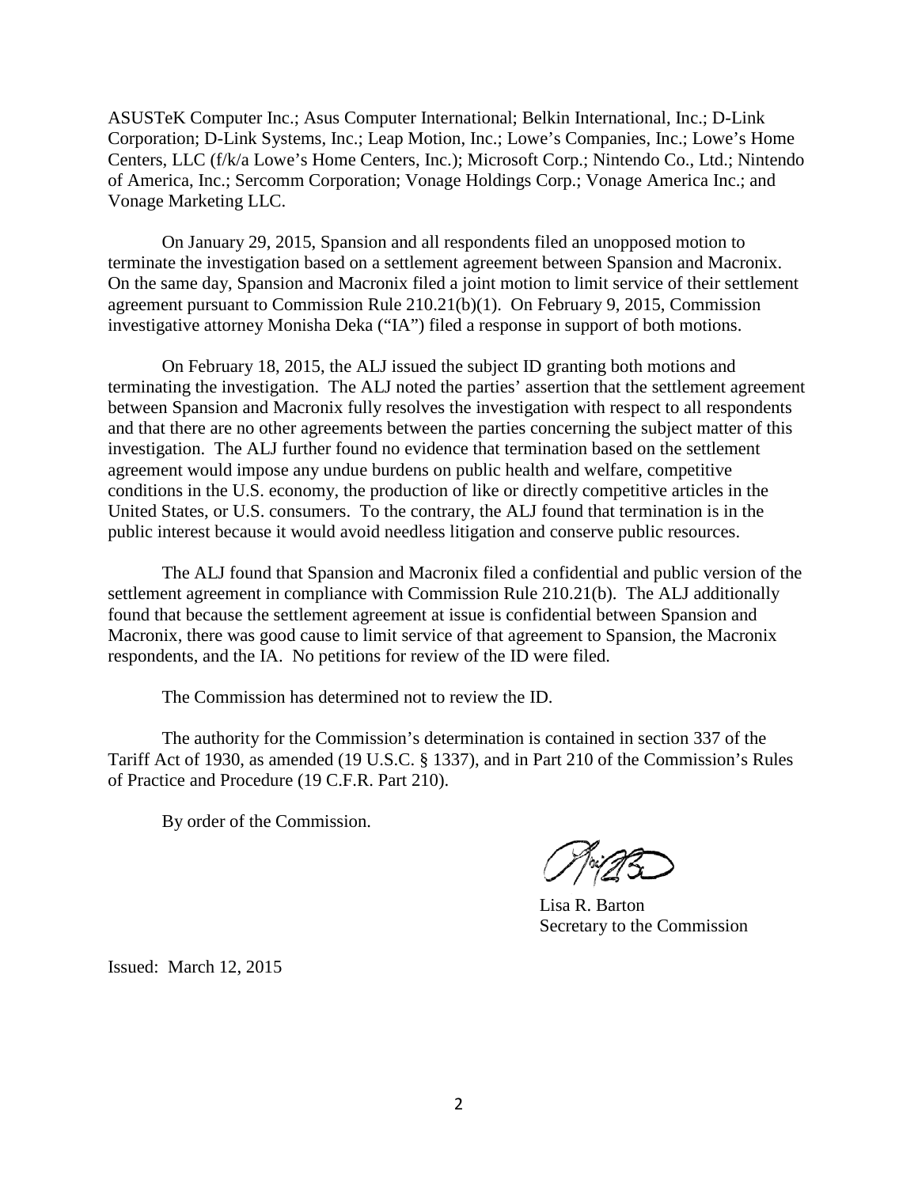ASUSTeK Computer Inc.; Asus Computer International; Belkin International, Inc.; D-Link Corporation; D-Link Systems, Inc.; Leap Motion, Inc.; Lowe's Companies, Inc.; Lowe's Home Centers, LLC (f/k/a Lowe's Home Centers, Inc.); Microsoft Corp.; Nintendo Co., Ltd.; Nintendo of America, Inc.; Sercomm Corporation; Vonage Holdings Corp.; Vonage America Inc.; and Vonage Marketing LLC.

On January 29, 2015, Spansion and all respondents filed an unopposed motion to terminate the investigation based on a settlement agreement between Spansion and Macronix. On the same day, Spansion and Macronix filed a joint motion to limit service of their settlement agreement pursuant to Commission Rule 210.21(b)(1). On February 9, 2015, Commission investigative attorney Monisha Deka ("IA") filed a response in support of both motions.

On February 18, 2015, the ALJ issued the subject ID granting both motions and terminating the investigation. The ALJ noted the parties' assertion that the settlement agreement between Spansion and Macronix fully resolves the investigation with respect to all respondents and that there are no other agreements between the parties concerning the subject matter of this investigation. The ALJ further found no evidence that termination based on the settlement agreement would impose any undue burdens on public health and welfare, competitive conditions in the U.S. economy, the production of like or directly competitive articles in the United States, or U.S. consumers. To the contrary, the ALJ found that termination is in the public interest because it would avoid needless litigation and conserve public resources.

The ALJ found that Spansion and Macronix filed a confidential and public version of the settlement agreement in compliance with Commission Rule 210.21(b). The ALJ additionally found that because the settlement agreement at issue is confidential between Spansion and Macronix, there was good cause to limit service of that agreement to Spansion, the Macronix respondents, and the IA. No petitions for review of the ID were filed.

The Commission has determined not to review the ID.

The authority for the Commission's determination is contained in section 337 of the Tariff Act of 1930, as amended (19 U.S.C. § 1337), and in Part 210 of the Commission's Rules of Practice and Procedure (19 C.F.R. Part 210).

By order of the Commission.

Lisa R. Barton
Secretary to the Commission

Issued: March 12, 2015